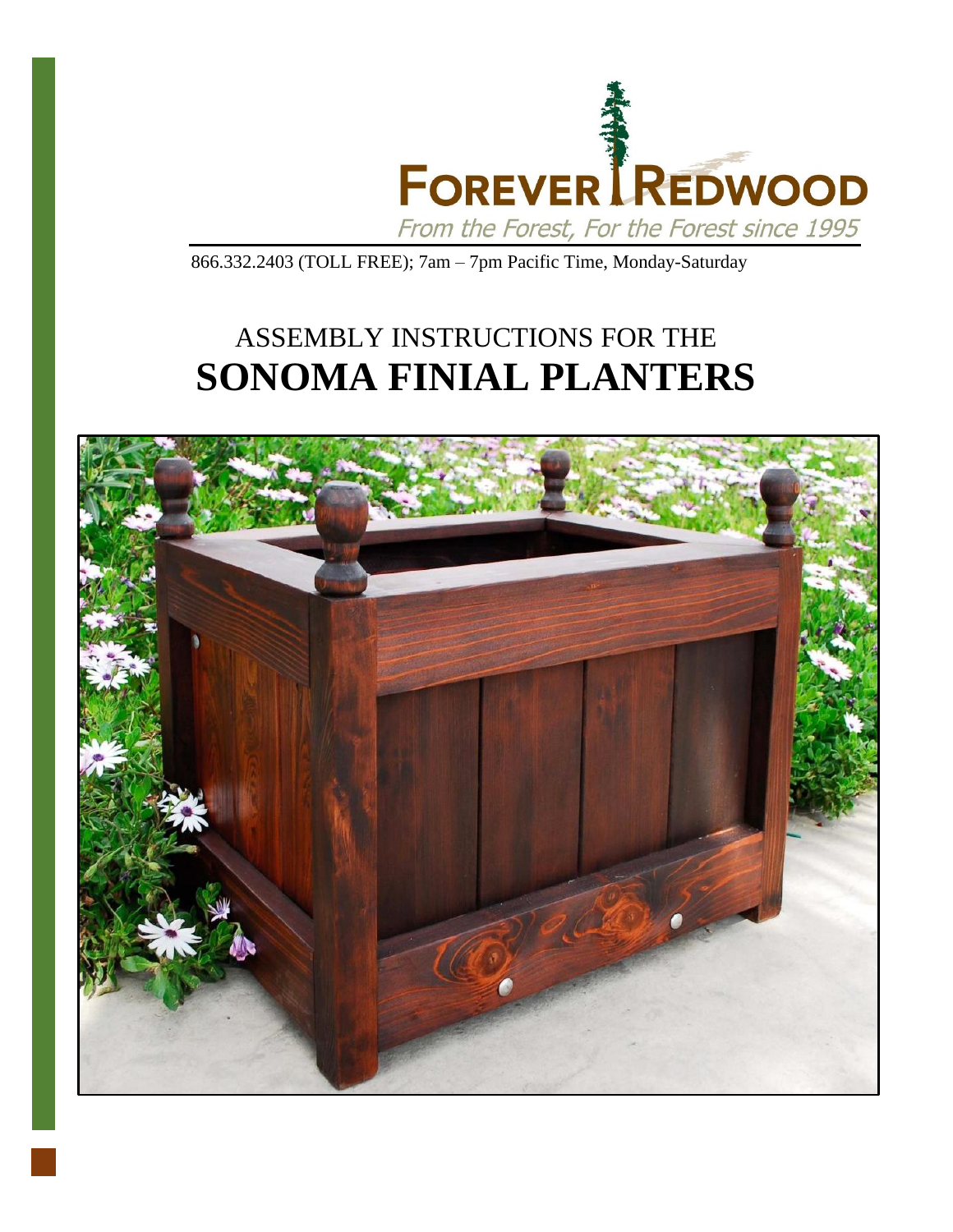FOREVER REDWOOD

*From the Forest, For the Forest since 1995*

866.332.2403 (TOLL FREE); 7am – 7pm Pacific Time, Monday-Saturday

# ASSEMBLY INSTRUCTIONS FOR THE
# **SONOMA FINIAL PLANTERS**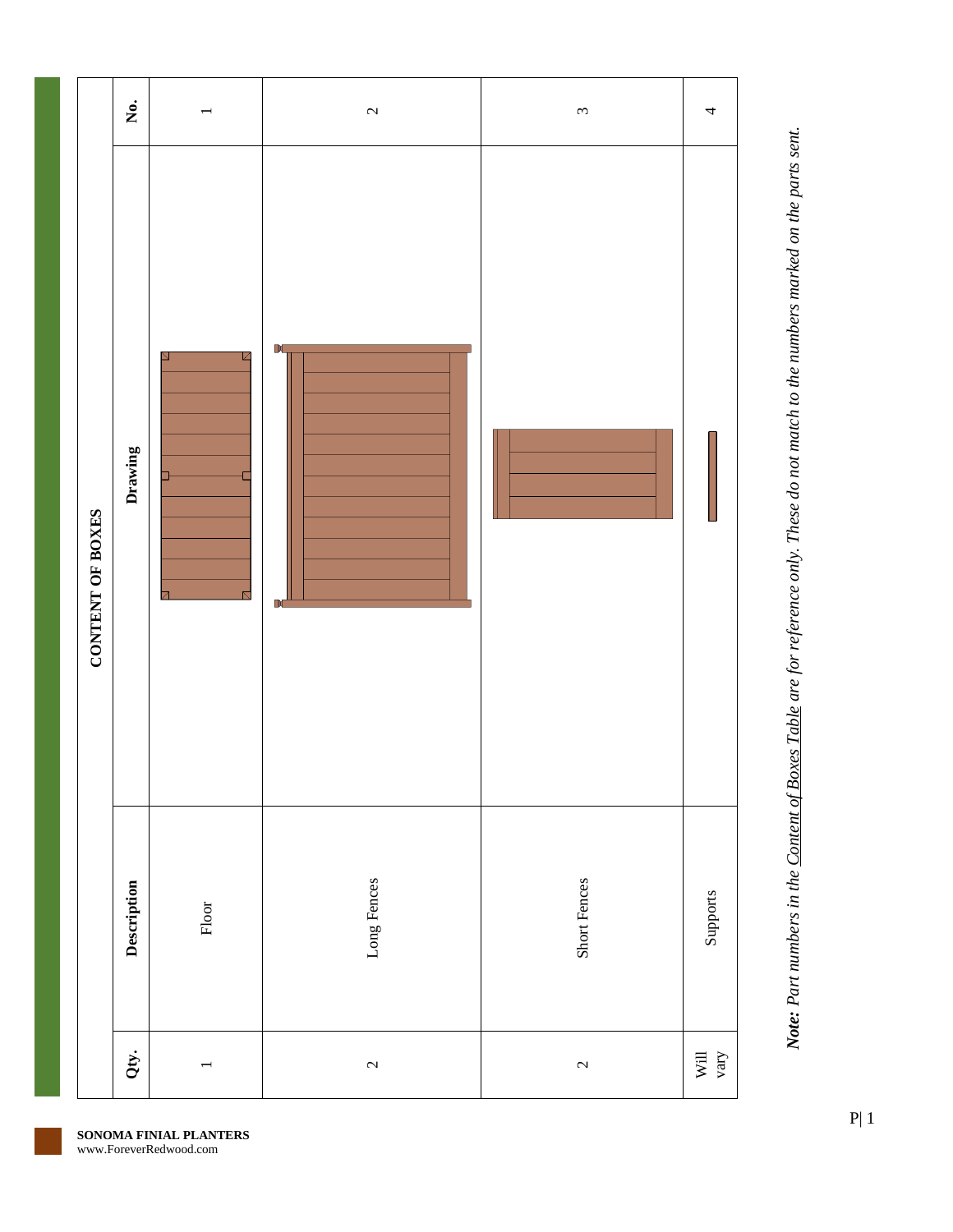## CONTENT OF BOXES

| No. | Drawing | Description | Qty. |
|---|---|---|---|
| 1 | | Floor | 1 |
| 2 | | Long Fences | 2 |
| 3 | | Short Fences | 2 |
| 4 | | Supports | Will vary |

***Note:*** *Part numbers in the* *<u>Content of Boxes Table</u>* *are for reference only. These do not match to the numbers marked on the parts sent.*

**SONOMA FINIAL PLANTERS**
www.ForeverRedwood.com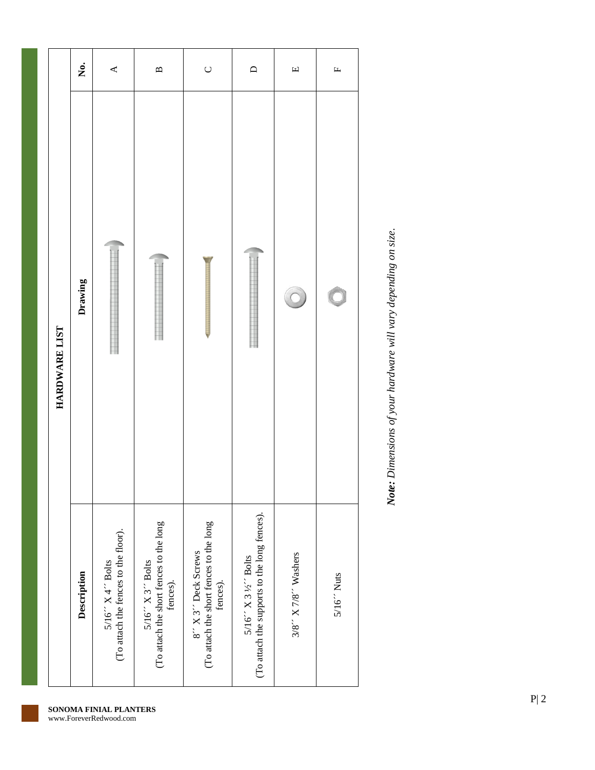## HARDWARE LIST

| No. | Drawing | Description |
|---|---|---|
| A | | 5/16´´ X 4´´ Bolts (To attach the fences to the floor). |
| B | | 5/16´´ X 3´´ Bolts (To attach the short fences to the long fences). |
| C | | 8´´ X 3´´ Deck Screws (To attach the short fences to the long fences). |
| D | | 5/16´´ X 3 ½´´ Bolts (To attach the supports to the long fences). |
| E | | 3/8´´ X 7/8´´ Washers |
| F | | 5/16´´ Nuts |

***Note:*** *Dimensions of your hardware will vary depending on size.*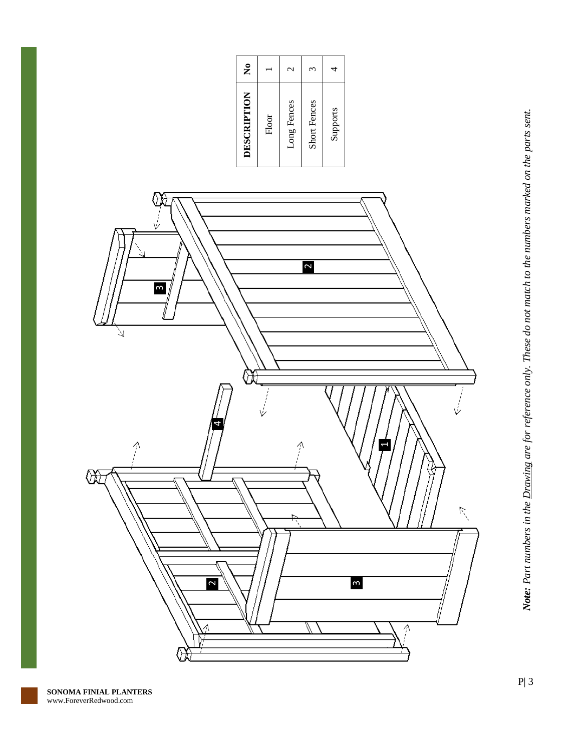| DESCRIPTION | No |
| --- | --- |
| Floor | 1 |
| Long Fences | 2 |
| Short Fences | 3 |
| Supports | 4 |

***Note:*** *Part numbers in the Drawing are for reference only. These do not match to the numbers marked on the parts sent.*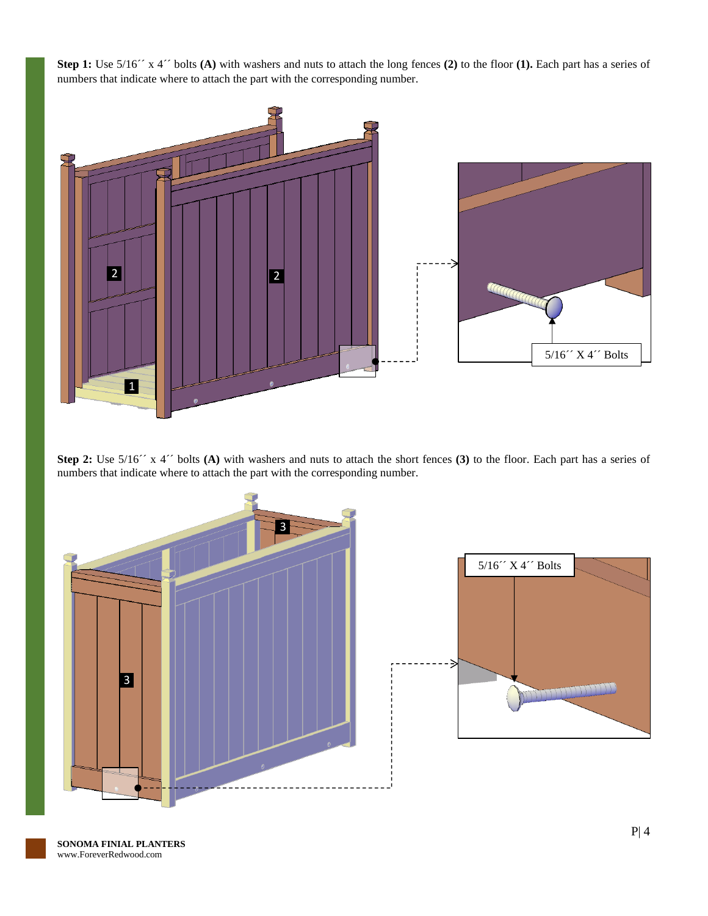**Step 1:** Use 5/16´´ x 4´´ bolts **(A)** with washers and nuts to attach the long fences **(2)** to the floor **(1).** Each part has a series of numbers that indicate where to attach the part with the corresponding number.

2

2

1

5/16´´ X 4´´ Bolts

**Step 2:** Use 5/16´´ x 4´´ bolts **(A)** with washers and nuts to attach the short fences **(3)** to the floor. Each part has a series of numbers that indicate where to attach the part with the corresponding number.

3

3

5/16´´ X 4´´ Bolts

**SONOMA FINIAL PLANTERS**
www.ForeverRedwood.com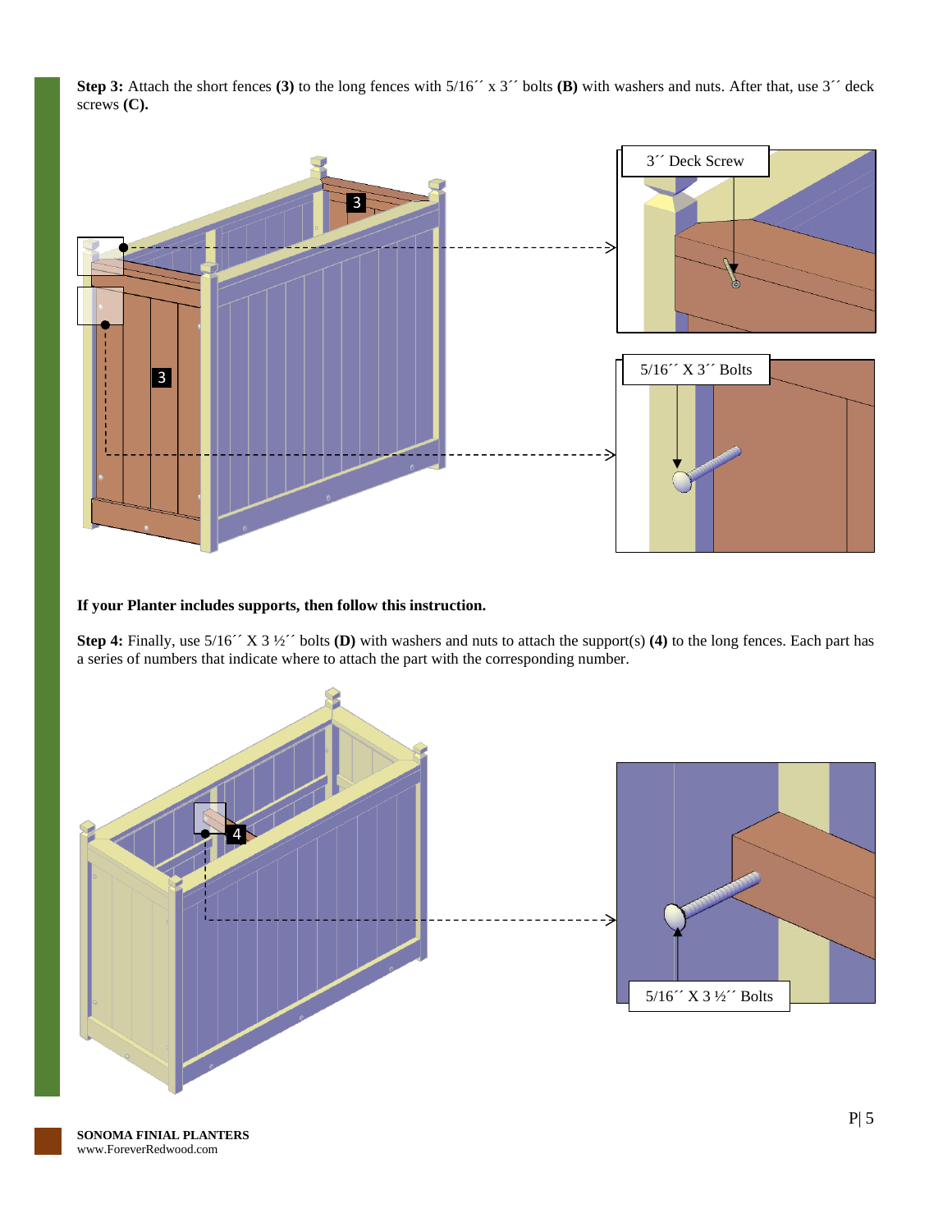**Step 3:** Attach the short fences **(3)** to the long fences with 5/16´´ x 3´´ bolts **(B)** with washers and nuts. After that, use 3´´ deck screws **(C).**

3´´ Deck Screw

5/16´´ X 3´´ Bolts

**If your Planter includes supports, then follow this instruction.**

**Step 4:** Finally, use 5/16´´ X 3 ½´´ bolts **(D)** with washers and nuts to attach the support(s) **(4)** to the long fences. Each part has a series of numbers that indicate where to attach the part with the corresponding number.

5/16´´ X 3 ½´´ Bolts

**SONOMA FINIAL PLANTERS**
www.ForeverRedwood.com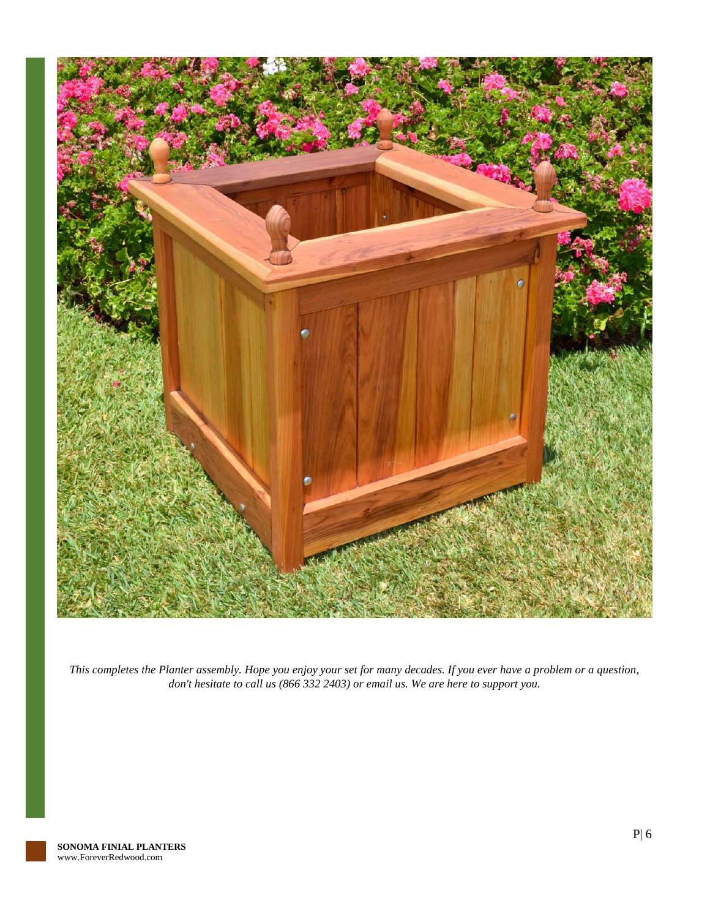*This completes the Planter assembly. Hope you enjoy your set for many decades. If you ever have a problem or a question, don't hesitate to call us (866 332 2403) or email us. We are here to support you.*